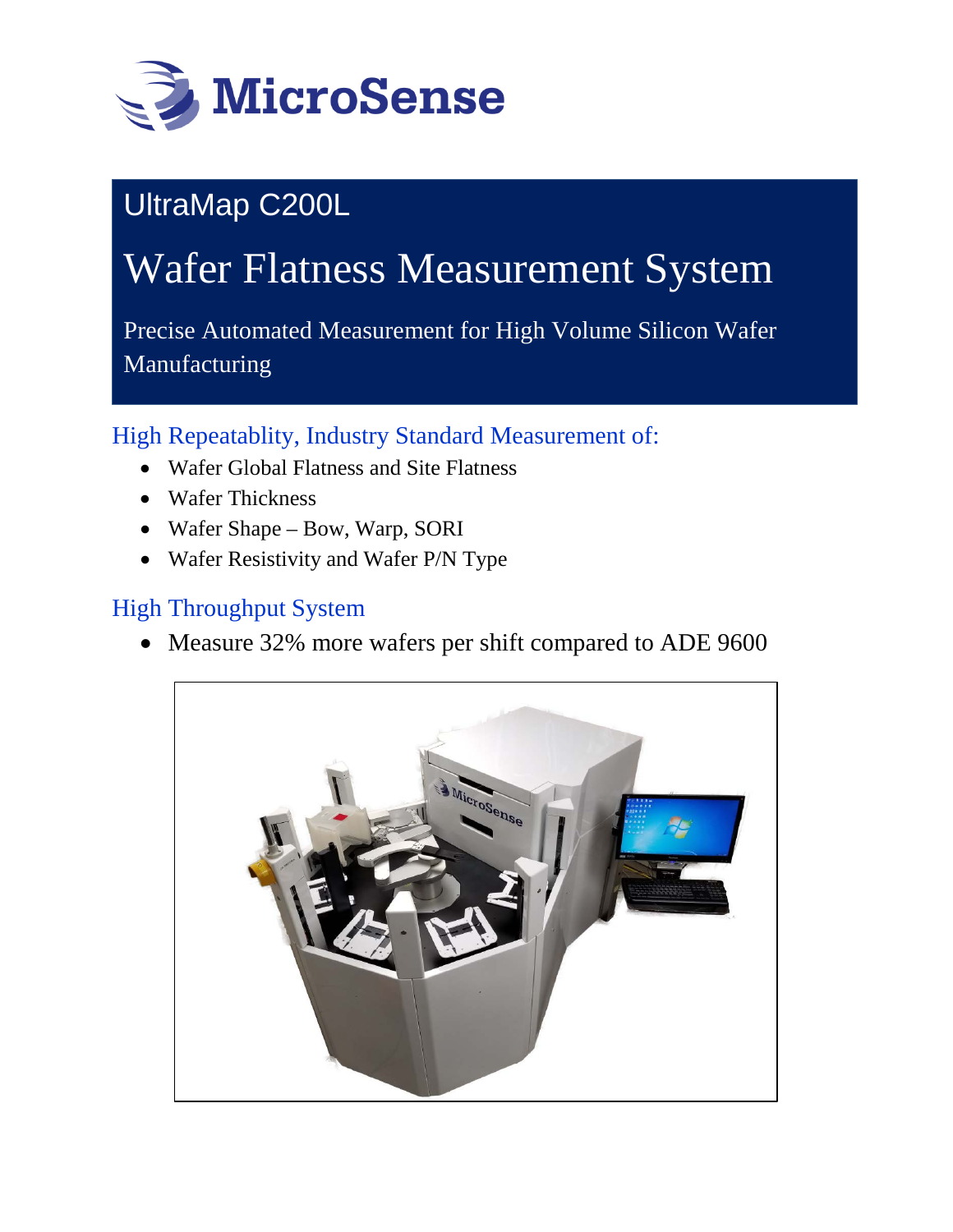MicroSense

# UltraMap C200L

## Wafer Flatness Measurement System

Precise Automated Measurement for High Volume Silicon Wafer Manufacturing

### High Repeatablity, Industry Standard Measurement of:

- Wafer Global Flatness and Site Flatness
- Wafer Thickness
- Wafer Shape – Bow, Warp, SORI
- Wafer Resistivity and Wafer P/N Type

### High Throughput System

- Measure 32% more wafers per shift compared to ADE 9600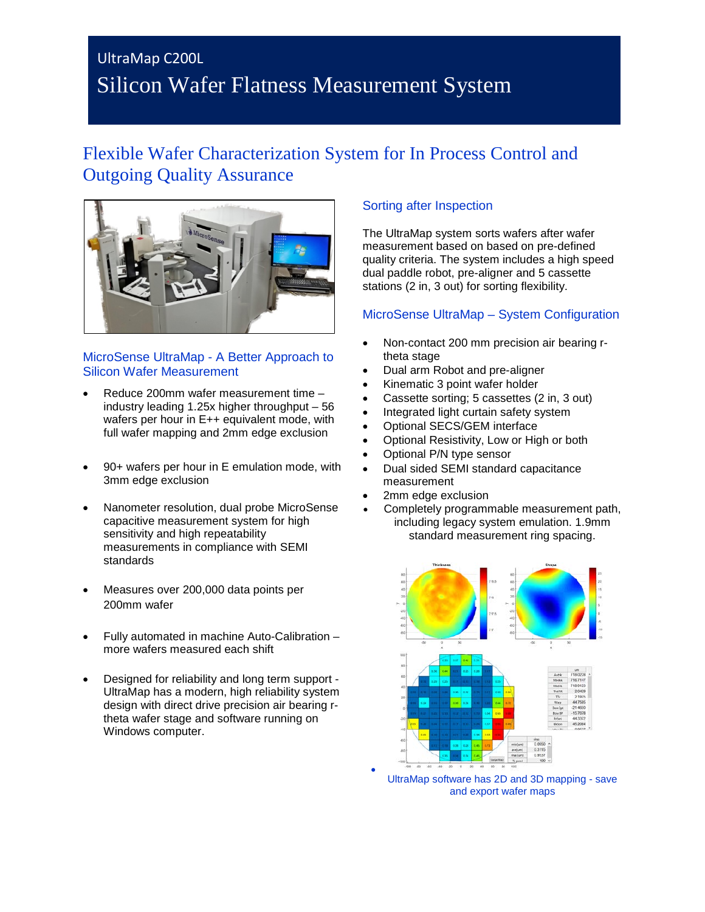# UltraMap C200L

# Silicon Wafer Flatness Measurement System

## Flexible Wafer Characterization System for In Process Control and Outgoing Quality Assurance

### MicroSense UltraMap - A Better Approach to Silicon Wafer Measurement

- Reduce 200mm wafer measurement time – industry leading 1.25x higher throughput – 56 wafers per hour in E++ equivalent mode, with full wafer mapping and 2mm edge exclusion
- 90+ wafers per hour in E emulation mode, with 3mm edge exclusion
- Nanometer resolution, dual probe MicroSense capacitive measurement system for high sensitivity and high repeatability measurements in compliance with SEMI standards
- Measures over 200,000 data points per 200mm wafer
- Fully automated in machine Auto-Calibration – more wafers measured each shift
- Designed for reliability and long term support - UltraMap has a modern, high reliability system design with direct drive precision air bearing r-theta wafer stage and software running on Windows computer.

### Sorting after Inspection

The UltraMap system sorts wafers after wafer measurement based on based on pre-defined quality criteria. The system includes a high speed dual paddle robot, pre-aligner and 5 cassette stations (2 in, 3 out) for sorting flexibility.

### MicroSense UltraMap – System Configuration

- Non-contact 200 mm precision air bearing r-theta stage
- Dual arm Robot and pre-aligner
- Kinematic 3 point wafer holder
- Cassette sorting; 5 cassettes (2 in, 3 out)
- Integrated light curtain safety system
- Optional SECS/GEM interface
- Optional Resistivity, Low or High or both
- Optional P/N type sensor
- Dual sided SEMI standard capacitance measurement
- 2mm edge exclusion
- Completely programmable measurement path, including legacy system emulation. 1.9mm standard measurement ring spacing.

- UltraMap software has 2D and 3D mapping - save and export wafer maps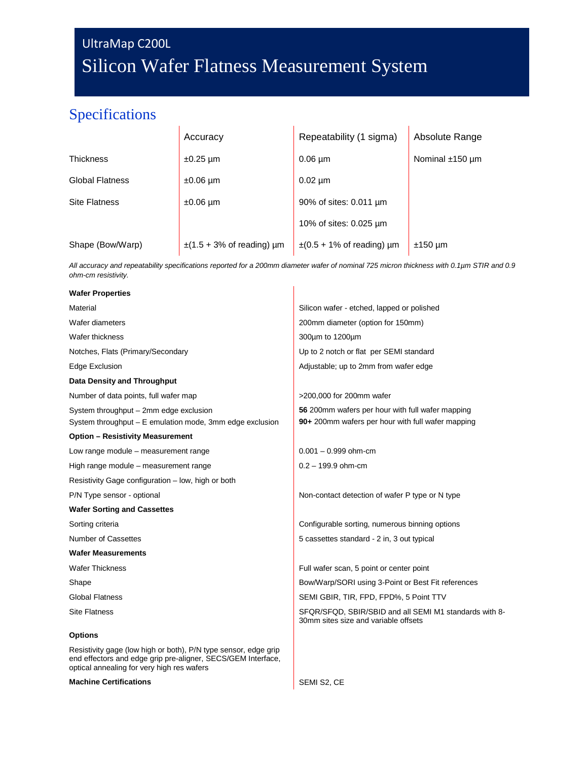# UltraMap C200L

# Silicon Wafer Flatness Measurement System

## Specifications

| | Accuracy | Repeatability (1 sigma) | Absolute Range |
|---|---|---|---|
| Thickness | ±0.25 µm | 0.06 µm | Nominal ±150 µm |
| Global Flatness | ±0.06 µm | 0.02 µm | |
| Site Flatness | ±0.06 µm | 90% of sites: 0.011 µm | |
| | | 10% of sites: 0.025 µm | |
| Shape (Bow/Warp) | ±(1.5 + 3% of reading) µm | ±(0.5 + 1% of reading) µm | ±150 µm |

*All accuracy and repeatability specifications reported for a 200mm diameter wafer of nominal 725 micron thickness with 0.1µm STIR and 0.9 ohm-cm resistivity.*

| | |
|---|---|
| **Wafer Properties** | |
| Material | Silicon wafer - etched, lapped or polished |
| Wafer diameters | 200mm diameter (option for 150mm) |
| Wafer thickness | 300µm to 1200µm |
| Notches, Flats (Primary/Secondary | Up to 2 notch or flat per SEMI standard |
| Edge Exclusion | Adjustable; up to 2mm from wafer edge |
| **Data Density and Throughput** | |
| Number of data points, full wafer map | >200,000 for 200mm wafer |
| System throughput – 2mm edge exclusion | **56** 200mm wafers per hour with full wafer mapping |
| System throughput – E emulation mode, 3mm edge exclusion | **90+** 200mm wafers per hour with full wafer mapping |
| **Option – Resistivity Measurement** | |
| Low range module – measurement range | 0.001 – 0.999 ohm-cm |
| High range module – measurement range | 0.2 – 199.9 ohm-cm |
| Resistivity Gage configuration – low, high or both | |
| P/N Type sensor - optional | Non-contact detection of wafer P type or N type |
| **Wafer Sorting and Cassettes** | |
| Sorting criteria | Configurable sorting, numerous binning options |
| Number of Cassettes | 5 cassettes standard - 2 in, 3 out typical |
| **Wafer Measurements** | |
| Wafer Thickness | Full wafer scan, 5 point or center point |
| Shape | Bow/Warp/SORI using 3-Point or Best Fit references |
| Global Flatness | SEMI GBIR, TIR, FPD, FPD%, 5 Point TTV |
| Site Flatness | SFQR/SFQD, SBIR/SBID and all SEMI M1 standards with 8-30mm sites size and variable offsets |
| **Options** | |
| Resistivity gage (low high or both), P/N type sensor, edge grip end effectors and edge grip pre-aligner, SECS/GEM Interface, optical annealing for very high res wafers | |
| **Machine Certifications** | SEMI S2, CE |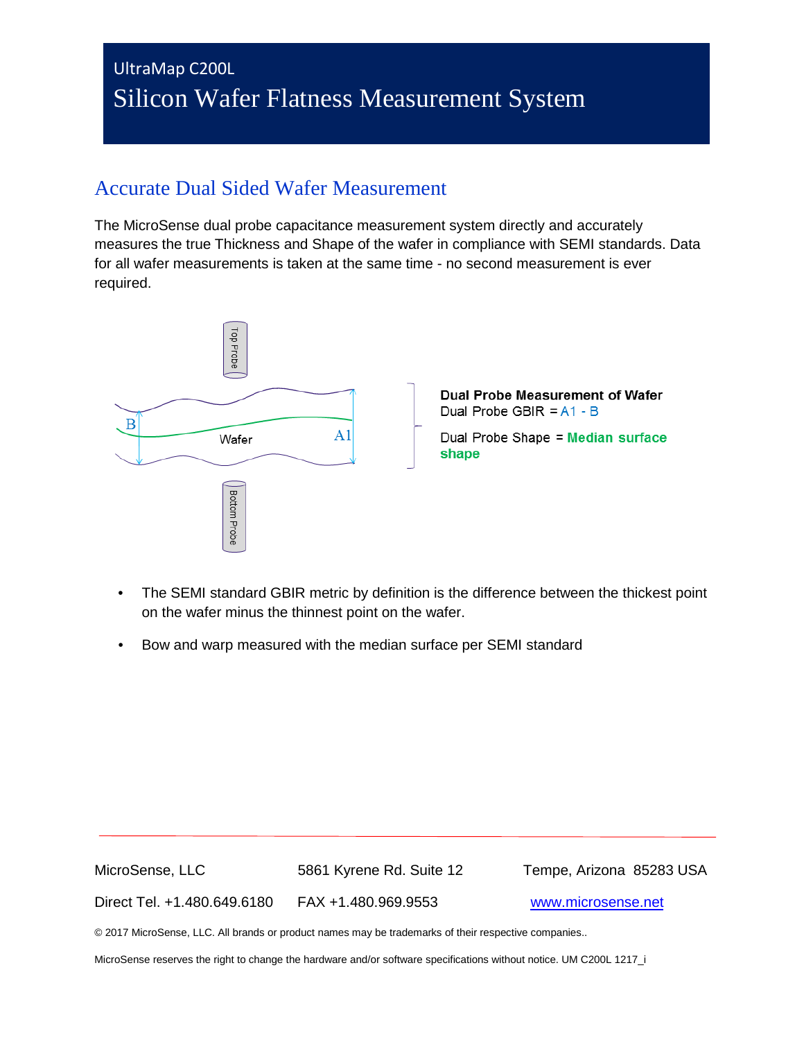UltraMap C200L

# Silicon Wafer Flatness Measurement System

## Accurate Dual Sided Wafer Measurement

The MicroSense dual probe capacitance measurement system directly and accurately measures the true Thickness and Shape of the wafer in compliance with SEMI standards. Data for all wafer measurements is taken at the same time - no second measurement is ever required.

Top Probe

B

Wafer

A1

Bottom Probe

**Dual Probe Measurement of Wafer**

Dual Probe GBIR = A1 - B

Dual Probe Shape = **Median surface shape**

- The SEMI standard GBIR metric by definition is the difference between the thickest point on the wafer minus the thinnest point on the wafer.
- Bow and warp measured with the median surface per SEMI standard

MicroSense, LLC 5861 Kyrene Rd. Suite 12 Tempe, Arizona 85283 USA

Direct Tel. +1.480.649.6180 FAX +1.480.969.9553 www.microsense.net

© 2017 MicroSense, LLC. All brands or product names may be trademarks of their respective companies..

MicroSense reserves the right to change the hardware and/or software specifications without notice. UM C200L 1217_i